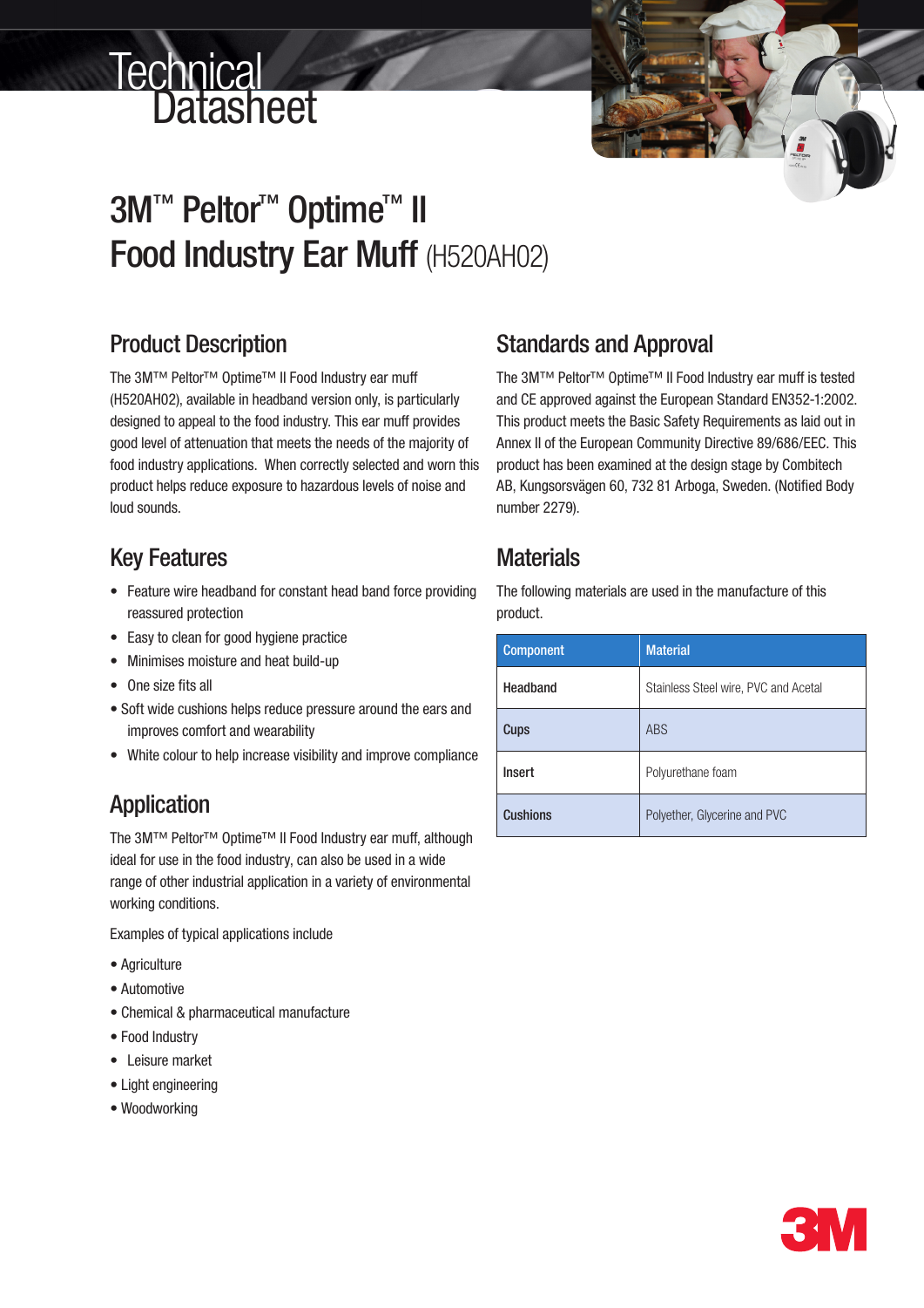# Technical Datasheet

# 3M™ Peltor™ Optime™ II Food Industry Ear Muff (H520AH02)

## Product Description

The 3M™ Peltor™ Optime™ II Food Industry ear muff (H520AH02), available in headband version only, is particularly designed to appeal to the food industry. This ear muff provides good level of attenuation that meets the needs of the majority of food industry applications. When correctly selected and worn this product helps reduce exposure to hazardous levels of noise and loud sounds.

## Key Features

- Feature wire headband for constant head band force providing reassured protection
- Easy to clean for good hygiene practice
- Minimises moisture and heat build-up
- One size fits all
- Soft wide cushions helps reduce pressure around the ears and improves comfort and wearability
- White colour to help increase visibility and improve compliance

## Application

The 3M™ Peltor™ Optime™ II Food Industry ear muff, although ideal for use in the food industry, can also be used in a wide range of other industrial application in a variety of environmental working conditions.

Examples of typical applications include

- Agriculture
- Automotive
- Chemical & pharmaceutical manufacture
- Food Industry
- Leisure market
- Light engineering
- Woodworking

## Standards and Approval

The 3M™ Peltor™ Optime™ II Food Industry ear muff is tested and CE approved against the European Standard EN352-1:2002. This product meets the Basic Safety Requirements as laid out in Annex II of the European Community Directive 89/686/EEC. This product has been examined at the design stage by Combitech AB, Kungsorsvägen 60, 732 81 Arboga, Sweden. (Notified Body number 2279).

## Materials

The following materials are used in the manufacture of this product.

| Component | Material |
|---|---|
| **Headband** | Stainless Steel wire, PVC and Acetal |
| **Cups** | ABS |
| **Insert** | Polyurethane foam |
| **Cushions** | Polyether, Glycerine and PVC |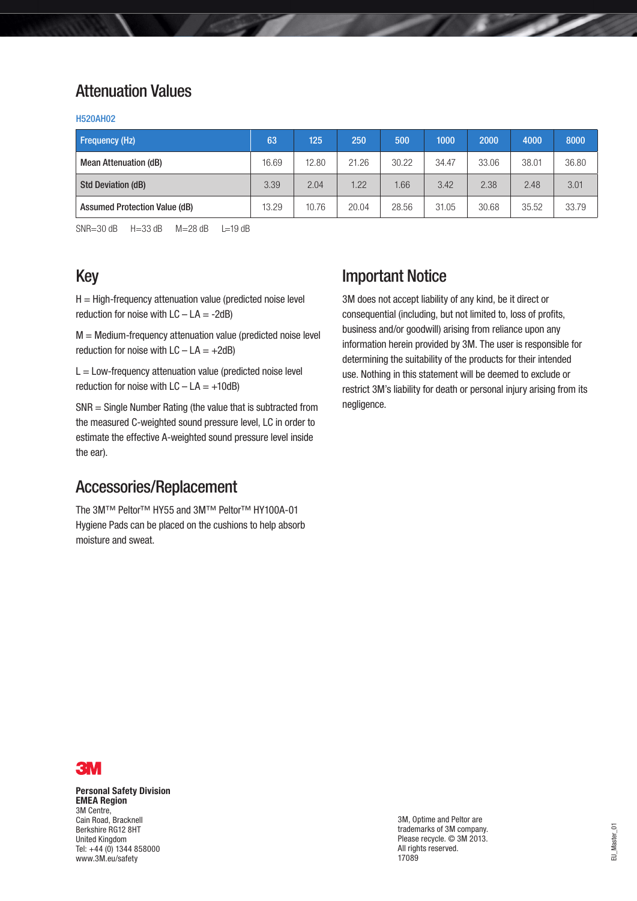# Attenuation Values

H520AH02

| Frequency (Hz) | 63 | 125 | 250 | 500 | 1000 | 2000 | 4000 | 8000 |
|---|---|---|---|---|---|---|---|---|
| Mean Attenuation (dB) | 16.69 | 12.80 | 21.26 | 30.22 | 34.47 | 33.06 | 38.01 | 36.80 |
| Std Deviation (dB) | 3.39 | 2.04 | 1.22 | 1.66 | 3.42 | 2.38 | 2.48 | 3.01 |
| Assumed Protection Value (dB) | 13.29 | 10.76 | 20.04 | 28.56 | 31.05 | 30.68 | 35.52 | 33.79 |

SNR=30 dB H=33 dB M=28 dB L=19 dB

## Key

H = High-frequency attenuation value (predicted noise level reduction for noise with LC – LA = -2dB)

M = Medium-frequency attenuation value (predicted noise level reduction for noise with LC – LA = +2dB)

L = Low-frequency attenuation value (predicted noise level reduction for noise with LC – LA = +10dB)

SNR = Single Number Rating (the value that is subtracted from the measured C-weighted sound pressure level, LC in order to estimate the effective A-weighted sound pressure level inside the ear).

## Accessories/Replacement

The 3M™ Peltor™ HY55 and 3M™ Peltor™ HY100A-01 Hygiene Pads can be placed on the cushions to help absorb moisture and sweat.

## Important Notice

3M does not accept liability of any kind, be it direct or consequential (including, but not limited to, loss of profits, business and/or goodwill) arising from reliance upon any information herein provided by 3M. The user is responsible for determining the suitability of the products for their intended use. Nothing in this statement will be deemed to exclude or restrict 3M's liability for death or personal injury arising from its negligence.

3M

**Personal Safety Division**
**EMEA Region**
3M Centre,
Cain Road, Bracknell
Berkshire RG12 8HT
United Kingdom
Tel: +44 (0) 1344 858000
www.3M.eu/safety

3M, Optime and Peltor are trademarks of 3M company.
Please recycle. © 3M 2013.
All rights reserved.
17089

EU_Master_01